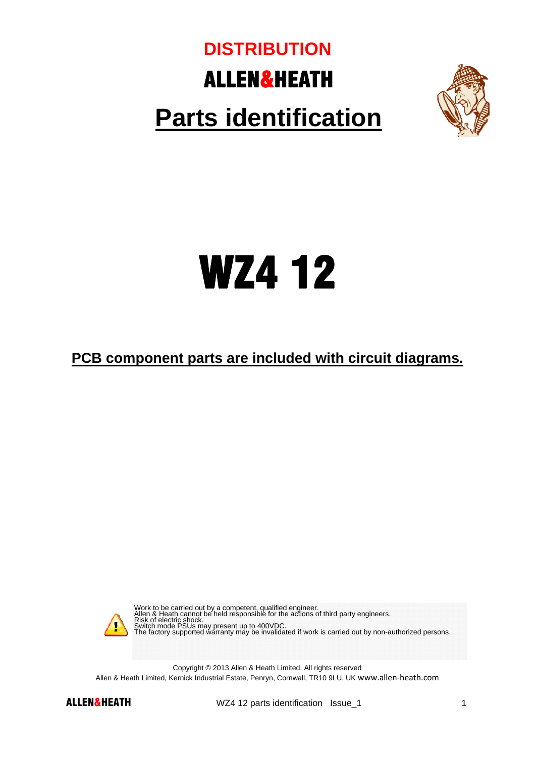# DISTRIBUTION

## ALLEN&HEATH

# Parts identification

# WZ4 12

**PCB component parts are included with circuit diagrams.**

Work to be carried out by a competent, qualified engineer.
Allen & Heath cannot be held responsible for the actions of third party engineers.
Risk of electric shock.
Switch mode PSUs may present up to 400VDC.
The factory supported warranty may be invalidated if work is carried out by non-authorized persons.

Copyright © 2013 Allen & Heath Limited. All rights reserved
Allen & Heath Limited, Kernick Industrial Estate, Penryn, Cornwall, TR10 9LU, UK www.allen-heath.com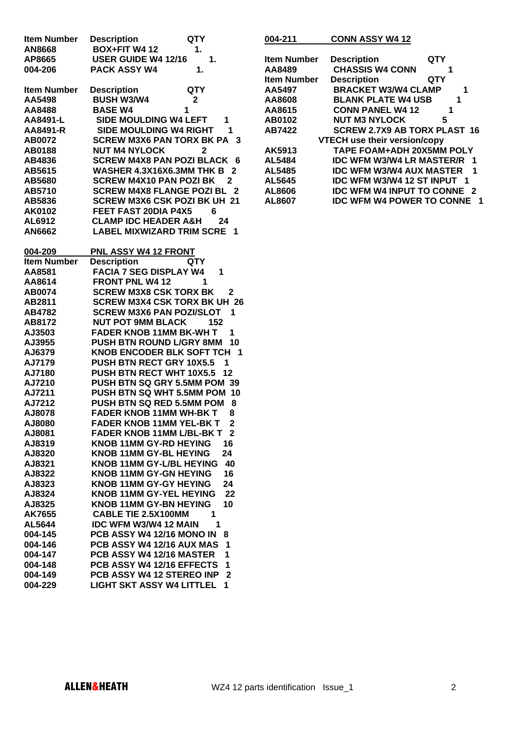| Item Number | Description | QTY |
|---|---|---|
| AN8668 | BOX+FIT W4 12 | 1. |
| AP8665 | USER GUIDE W4 12/16 | 1. |
| 004-206 | PACK ASSY W4 | 1. |

| Item Number | Description | QTY |
|---|---|---|
| AA5498 | BUSH W3/W4 | 2 |
| AA8488 | BASE W4 | 1 |
| AA8491-L | SIDE MOULDING W4 LEFT | 1 |
| AA8491-R | SIDE MOULDING W4 RIGHT | 1 |
| AB0072 | SCREW M3X6 PAN TORX BK PA | 3 |
| AB0188 | NUT M4 NYLOCK | 2 |
| AB4836 | SCREW M4X8 PAN POZI BLACK | 6 |
| AB5615 | WASHER 4.3X16X6.3MM THK B | 2 |
| AB5680 | SCREW M4X10 PAN POZI BK | 2 |
| AB5710 | SCREW M4X8 FLANGE POZI BL | 2 |
| AB5836 | SCREW M3X6 CSK POZI BK UH | 21 |
| AK0102 | FEET FAST 20DIA P4X5 | 6 |
| AL6912 | CLAMP IDC HEADER A&H | 24 |
| AN6662 | LABEL MIXWIZARD TRIM SCRE | 1 |

**004-209 PNL ASSY W4 12 FRONT**

| Item Number | Description | QTY |
|---|---|---|
| AA8581 | FACIA 7 SEG DISPLAY W4 | 1 |
| AA8614 | FRONT PNL W4 12 | 1 |
| AB0074 | SCREW M3X8 CSK TORX BK | 2 |
| AB2811 | SCREW M3X4 CSK TORX BK UH | 26 |
| AB4782 | SCREW M3X6 PAN POZI/SLOT | 1 |
| AB8172 | NUT POT 9MM BLACK | 152 |
| AJ3503 | FADER KNOB 11MM BK-WH T | 1 |
| AJ3955 | PUSH BTN ROUND L/GRY 8MM | 10 |
| AJ6379 | KNOB ENCODER BLK SOFT TCH | 1 |
| AJ7179 | PUSH BTN RECT GRY 10X5.5 | 1 |
| AJ7180 | PUSH BTN RECT WHT 10X5.5 | 12 |
| AJ7210 | PUSH BTN SQ GRY 5.5MM POM | 39 |
| AJ7211 | PUSH BTN SQ WHT 5.5MM POM | 10 |
| AJ7212 | PUSH BTN SQ RED 5.5MM POM | 8 |
| AJ8078 | FADER KNOB 11MM WH-BK T | 8 |
| AJ8080 | FADER KNOB 11MM YEL-BK T | 2 |
| AJ8081 | FADER KNOB 11MM L/BL-BK T | 2 |
| AJ8319 | KNOB 11MM GY-RD HEYING | 16 |
| AJ8320 | KNOB 11MM GY-BL HEYING | 24 |
| AJ8321 | KNOB 11MM GY-L/BL HEYING | 40 |
| AJ8322 | KNOB 11MM GY-GN HEYING | 16 |
| AJ8323 | KNOB 11MM GY-GY HEYING | 24 |
| AJ8324 | KNOB 11MM GY-YEL HEYING | 22 |
| AJ8325 | KNOB 11MM GY-BN HEYING | 10 |
| AK7655 | CABLE TIE 2.5X100MM | 1 |
| AL5644 | IDC WFM W3/W4 12 MAIN | 1 |
| 004-145 | PCB ASSY W4 12/16 MONO IN | 8 |
| 004-146 | PCB ASSY W4 12/16 AUX MAS | 1 |
| 004-147 | PCB ASSY W4 12/16 MASTER | 1 |
| 004-148 | PCB ASSY W4 12/16 EFFECTS | 1 |
| 004-149 | PCB ASSY W4 12 STEREO INP | 2 |
| 004-229 | LIGHT SKT ASSY W4 LITTLEL | 1 |

**004-211 CONN ASSY W4 12**

| Item Number | Description | QTY |
|---|---|---|
| AA8489 | CHASSIS W4 CONN | 1 |

| Item Number | Description | QTY |
|---|---|---|
| AA5497 | BRACKET W3/W4 CLAMP | 1 |
| AA8608 | BLANK PLATE W4 USB | 1 |
| AA8615 | CONN PANEL W4 12 | 1 |
| AB0102 | NUT M3 NYLOCK | 5 |
| AB7422 | SCREW 2.7X9 AB TORX PLAST | 16 |
| | VTECH use their version/copy | |
| AK5913 | TAPE FOAM+ADH 20X5MM POLY | |
| AL5484 | IDC WFM W3/W4 LR MASTER/R | 1 |
| AL5485 | IDC WFM W3/W4 AUX MASTER | 1 |
| AL5645 | IDC WFM W3/W4 12 ST INPUT | 1 |
| AL8606 | IDC WFM W4 INPUT TO CONNE | 2 |
| AL8607 | IDC WFM W4 POWER TO CONNE | 1 |